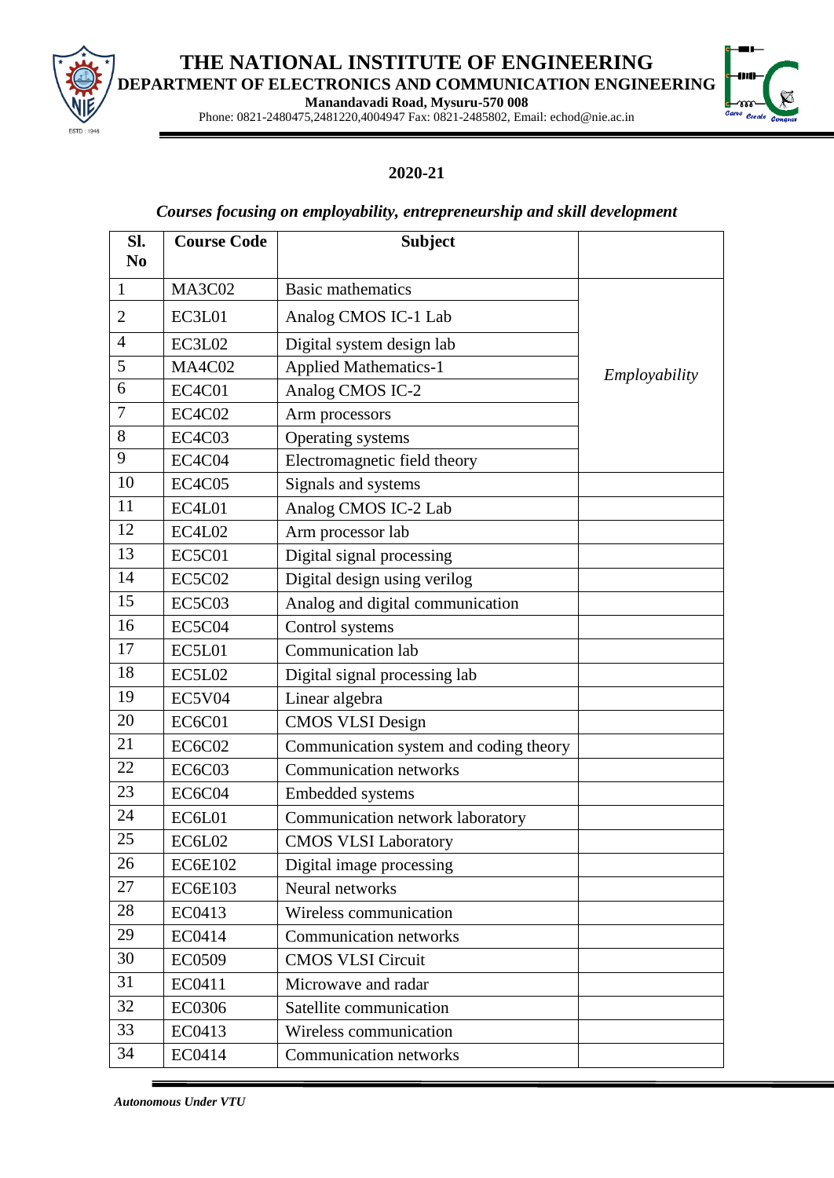# THE NATIONAL INSTITUTE OF ENGINEERING

## DEPARTMENT OF ELECTRONICS AND COMMUNICATION ENGINEERING

**Manandavadi Road, Mysuru-570 008**

Phone: 0821-2480475,2481220,4004947 Fax: 0821-2485802, Email: echod@nie.ac.in

**2020-21**

***Courses focusing on employability, entrepreneurship and skill development***

| Sl. No | Course Code | Subject | |
|---|---|---|---|
| 1 | MA3C02 | Basic mathematics | *Employability* |
| 2 | EC3L01 | Analog CMOS IC-1 Lab | |
| 4 | EC3L02 | Digital system design lab | |
| 5 | MA4C02 | Applied Mathematics-1 | |
| 6 | EC4C01 | Analog CMOS IC-2 | |
| 7 | EC4C02 | Arm processors | |
| 8 | EC4C03 | Operating systems | |
| 9 | EC4C04 | Electromagnetic field theory | |
| 10 | EC4C05 | Signals and systems | |
| 11 | EC4L01 | Analog CMOS IC-2 Lab | |
| 12 | EC4L02 | Arm processor lab | |
| 13 | EC5C01 | Digital signal processing | |
| 14 | EC5C02 | Digital design using verilog | |
| 15 | EC5C03 | Analog and digital communication | |
| 16 | EC5C04 | Control systems | |
| 17 | EC5L01 | Communication lab | |
| 18 | EC5L02 | Digital signal processing lab | |
| 19 | EC5V04 | Linear algebra | |
| 20 | EC6C01 | CMOS VLSI Design | |
| 21 | EC6C02 | Communication system and coding theory | |
| 22 | EC6C03 | Communication networks | |
| 23 | EC6C04 | Embedded systems | |
| 24 | EC6L01 | Communication network laboratory | |
| 25 | EC6L02 | CMOS VLSI Laboratory | |
| 26 | EC6E102 | Digital image processing | |
| 27 | EC6E103 | Neural networks | |
| 28 | EC0413 | Wireless communication | |
| 29 | EC0414 | Communication networks | |
| 30 | EC0509 | CMOS VLSI Circuit | |
| 31 | EC0411 | Microwave and radar | |
| 32 | EC0306 | Satellite communication | |
| 33 | EC0413 | Wireless communication | |
| 34 | EC0414 | Communication networks | |

***Autonomous Under VTU***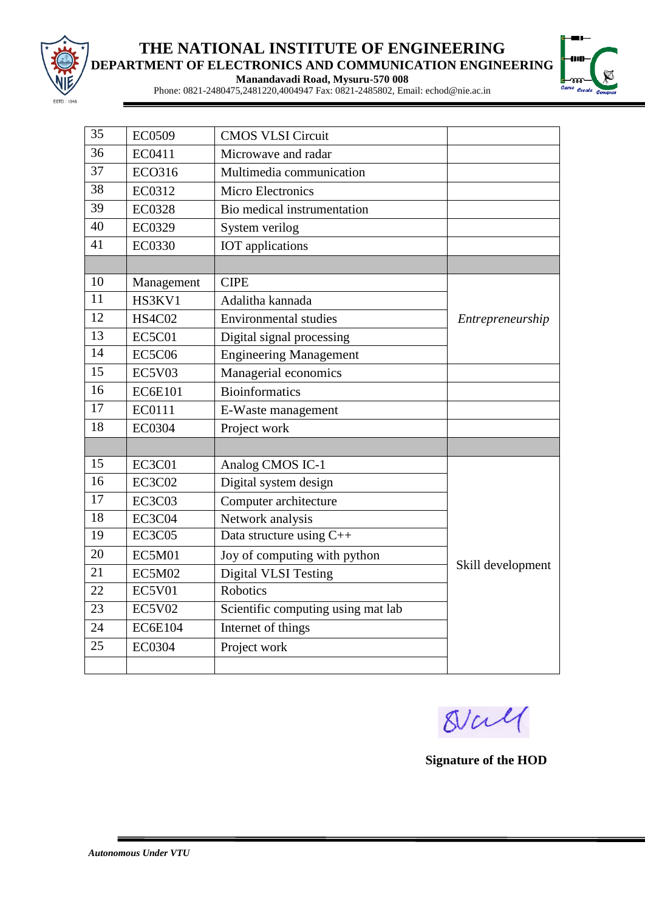# THE NATIONAL INSTITUTE OF ENGINEERING

**DEPARTMENT OF ELECTRONICS AND COMMUNICATION ENGINEERING**

**Manandavadi Road, Mysuru-570 008**

Phone: 0821-2480475,2481220,4004947 Fax: 0821-2485802, Email: echod@nie.ac.in

| | | | |
|---|---|---|---|
| 35 | EC0509 | CMOS VLSI Circuit | |
| 36 | EC0411 | Microwave and radar | |
| 37 | ECO316 | Multimedia communication | |
| 38 | EC0312 | Micro Electronics | |
| 39 | EC0328 | Bio medical instrumentation | |
| 40 | EC0329 | System verilog | |
| 41 | EC0330 | IOT applications | |
| | | | |
| 10 | Management | CIPE | *Entrepreneurship* |
| 11 | HS3KV1 | Adalitha kannada | |
| 12 | HS4C02 | Environmental studies | |
| 13 | EC5C01 | Digital signal processing | |
| 14 | EC5C06 | Engineering Management | |
| 15 | EC5V03 | Managerial economics | |
| 16 | EC6E101 | Bioinformatics | |
| 17 | EC0111 | E-Waste management | |
| 18 | EC0304 | Project work | |
| | | | |
| 15 | EC3C01 | Analog CMOS IC-1 | Skill development |
| 16 | EC3C02 | Digital system design | |
| 17 | EC3C03 | Computer architecture | |
| 18 | EC3C04 | Network analysis | |
| 19 | EC3C05 | Data structure using C++ | |
| 20 | EC5M01 | Joy of computing with python | |
| 21 | EC5M02 | Digital VLSI Testing | |
| 22 | EC5V01 | Robotics | |
| 23 | EC5V02 | Scientific computing using mat lab | |
| 24 | EC6E104 | Internet of things | |
| 25 | EC0304 | Project work | |
| | | | |

**Signature of the HOD**

***Autonomous Under VTU***